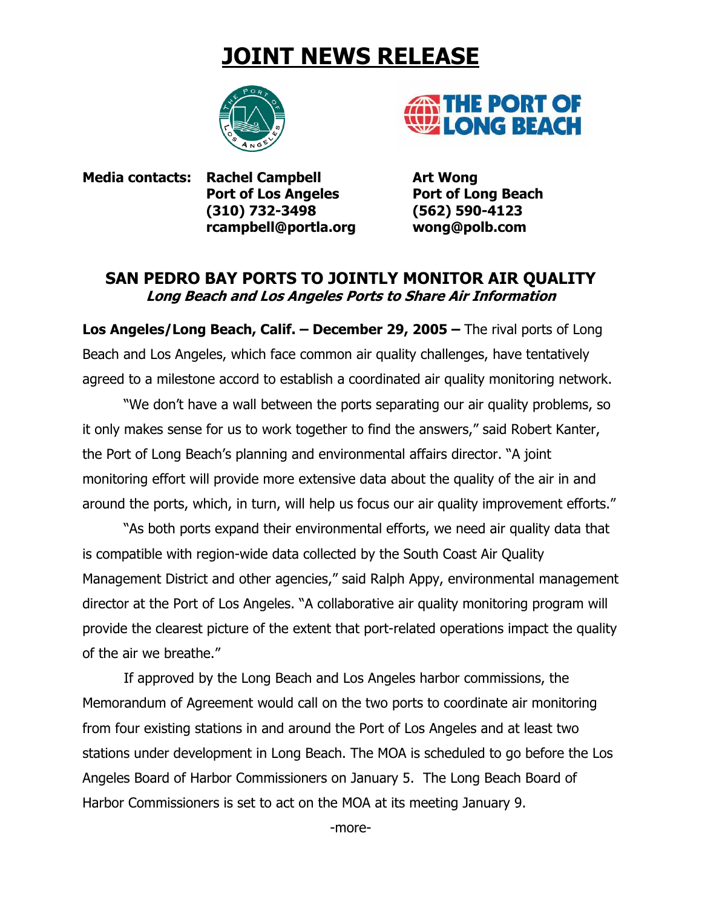# JOINT NEWS RELEASE

THE PORT OF LONG BEACH

**Media contacts:**

| Port of Los Angeles | Port of Long Beach |
| --- | --- |
| **Rachel Campbell** | **Art Wong** |
| **Port of Los Angeles** | **Port of Long Beach** |
| **(310) 732-3498** | **(562) 590-4123** |
| **rcampbell@portla.org** | **wong@polb.com** |

## SAN PEDRO BAY PORTS TO JOINTLY MONITOR AIR QUALITY

***Long Beach and Los Angeles Ports to Share Air Information***

**Los Angeles/Long Beach, Calif. – December 29, 2005 –** The rival ports of Long Beach and Los Angeles, which face common air quality challenges, have tentatively agreed to a milestone accord to establish a coordinated air quality monitoring network.

"We don't have a wall between the ports separating our air quality problems, so it only makes sense for us to work together to find the answers," said Robert Kanter, the Port of Long Beach's planning and environmental affairs director. "A joint monitoring effort will provide more extensive data about the quality of the air in and around the ports, which, in turn, will help us focus our air quality improvement efforts."

"As both ports expand their environmental efforts, we need air quality data that is compatible with region-wide data collected by the South Coast Air Quality Management District and other agencies," said Ralph Appy, environmental management director at the Port of Los Angeles. "A collaborative air quality monitoring program will provide the clearest picture of the extent that port-related operations impact the quality of the air we breathe."

If approved by the Long Beach and Los Angeles harbor commissions, the Memorandum of Agreement would call on the two ports to coordinate air monitoring from four existing stations in and around the Port of Los Angeles and at least two stations under development in Long Beach. The MOA is scheduled to go before the Los Angeles Board of Harbor Commissioners on January 5. The Long Beach Board of Harbor Commissioners is set to act on the MOA at its meeting January 9.

-more-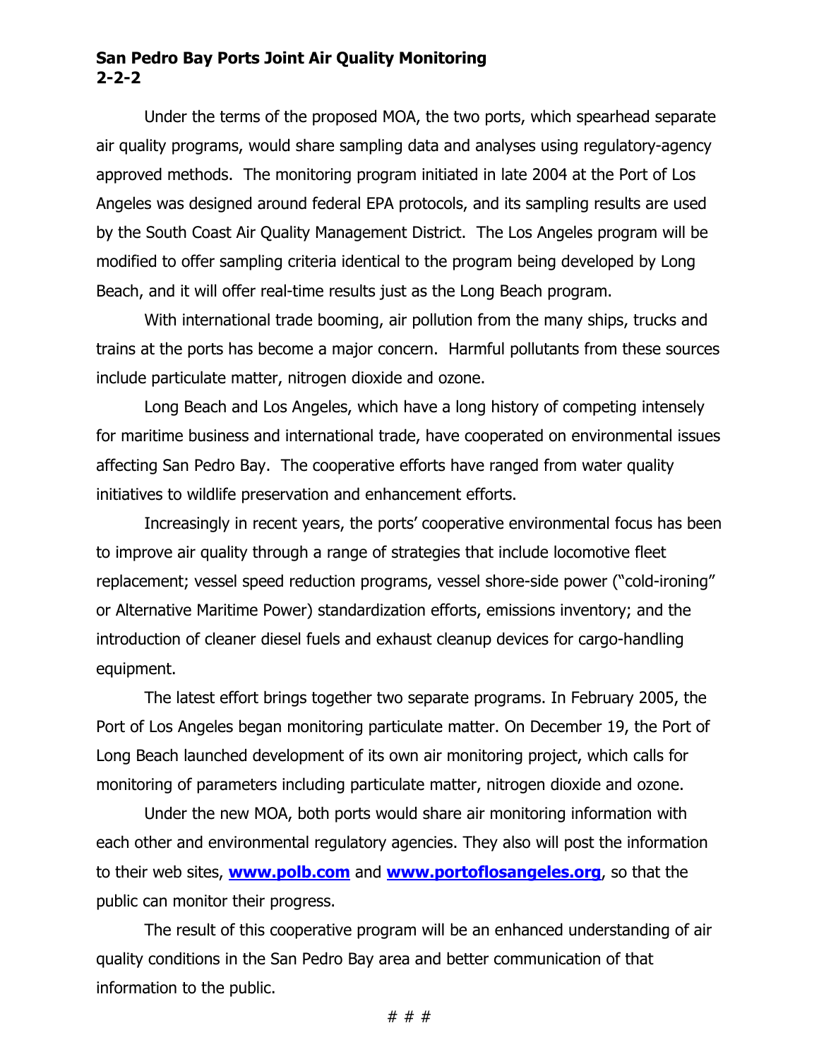Under the terms of the proposed MOA, the two ports, which spearhead separate air quality programs, would share sampling data and analyses using regulatory-agency approved methods. The monitoring program initiated in late 2004 at the Port of Los Angeles was designed around federal EPA protocols, and its sampling results are used by the South Coast Air Quality Management District. The Los Angeles program will be modified to offer sampling criteria identical to the program being developed by Long Beach, and it will offer real-time results just as the Long Beach program.

With international trade booming, air pollution from the many ships, trucks and trains at the ports has become a major concern. Harmful pollutants from these sources include particulate matter, nitrogen dioxide and ozone.

Long Beach and Los Angeles, which have a long history of competing intensely for maritime business and international trade, have cooperated on environmental issues affecting San Pedro Bay. The cooperative efforts have ranged from water quality initiatives to wildlife preservation and enhancement efforts.

Increasingly in recent years, the ports' cooperative environmental focus has been to improve air quality through a range of strategies that include locomotive fleet replacement; vessel speed reduction programs, vessel shore-side power ("cold-ironing" or Alternative Maritime Power) standardization efforts, emissions inventory; and the introduction of cleaner diesel fuels and exhaust cleanup devices for cargo-handling equipment.

The latest effort brings together two separate programs. In February 2005, the Port of Los Angeles began monitoring particulate matter. On December 19, the Port of Long Beach launched development of its own air monitoring project, which calls for monitoring of parameters including particulate matter, nitrogen dioxide and ozone.

Under the new MOA, both ports would share air monitoring information with each other and environmental regulatory agencies. They also will post the information to their web sites, **www.polb.com** and **www.portoflosangeles.org**, so that the public can monitor their progress.

The result of this cooperative program will be an enhanced understanding of air quality conditions in the San Pedro Bay area and better communication of that information to the public.

# # #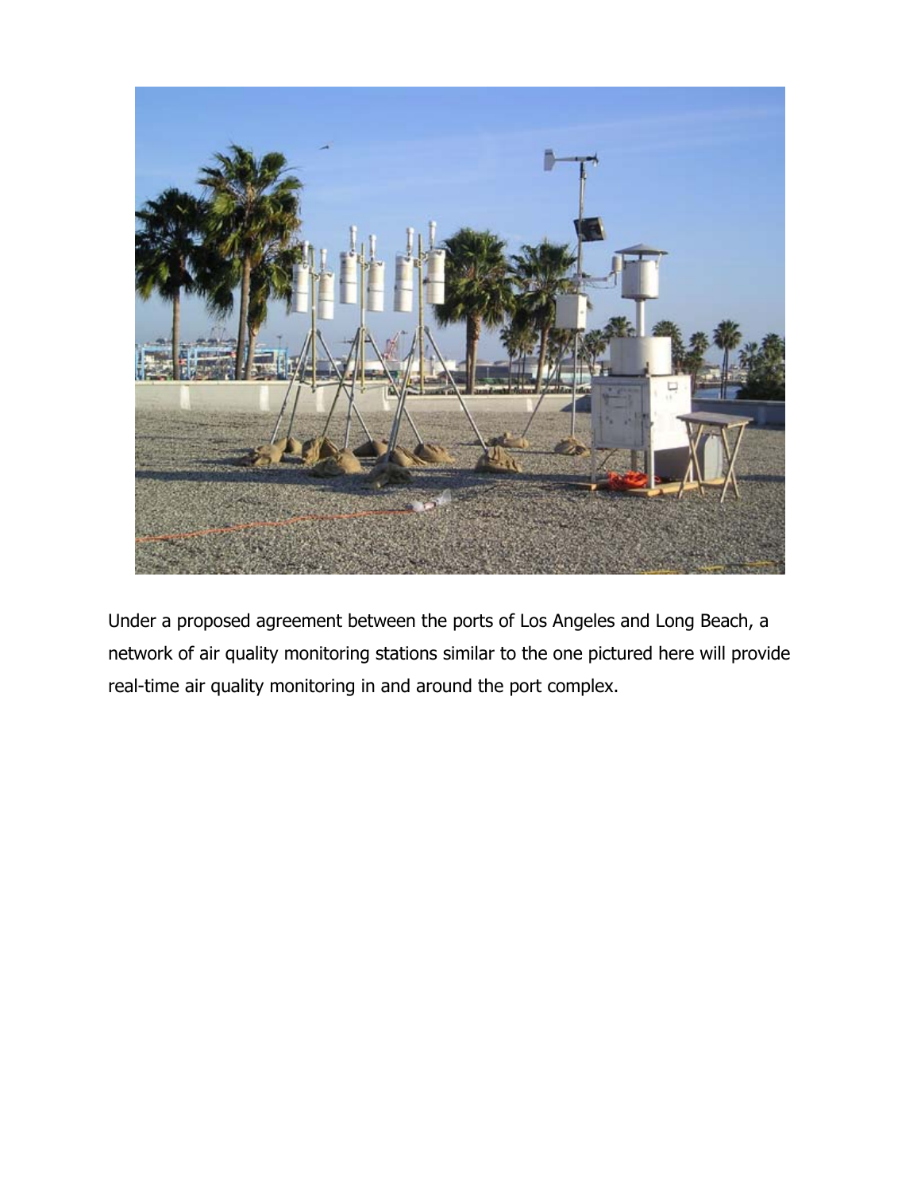Under a proposed agreement between the ports of Los Angeles and Long Beach, a network of air quality monitoring stations similar to the one pictured here will provide real-time air quality monitoring in and around the port complex.